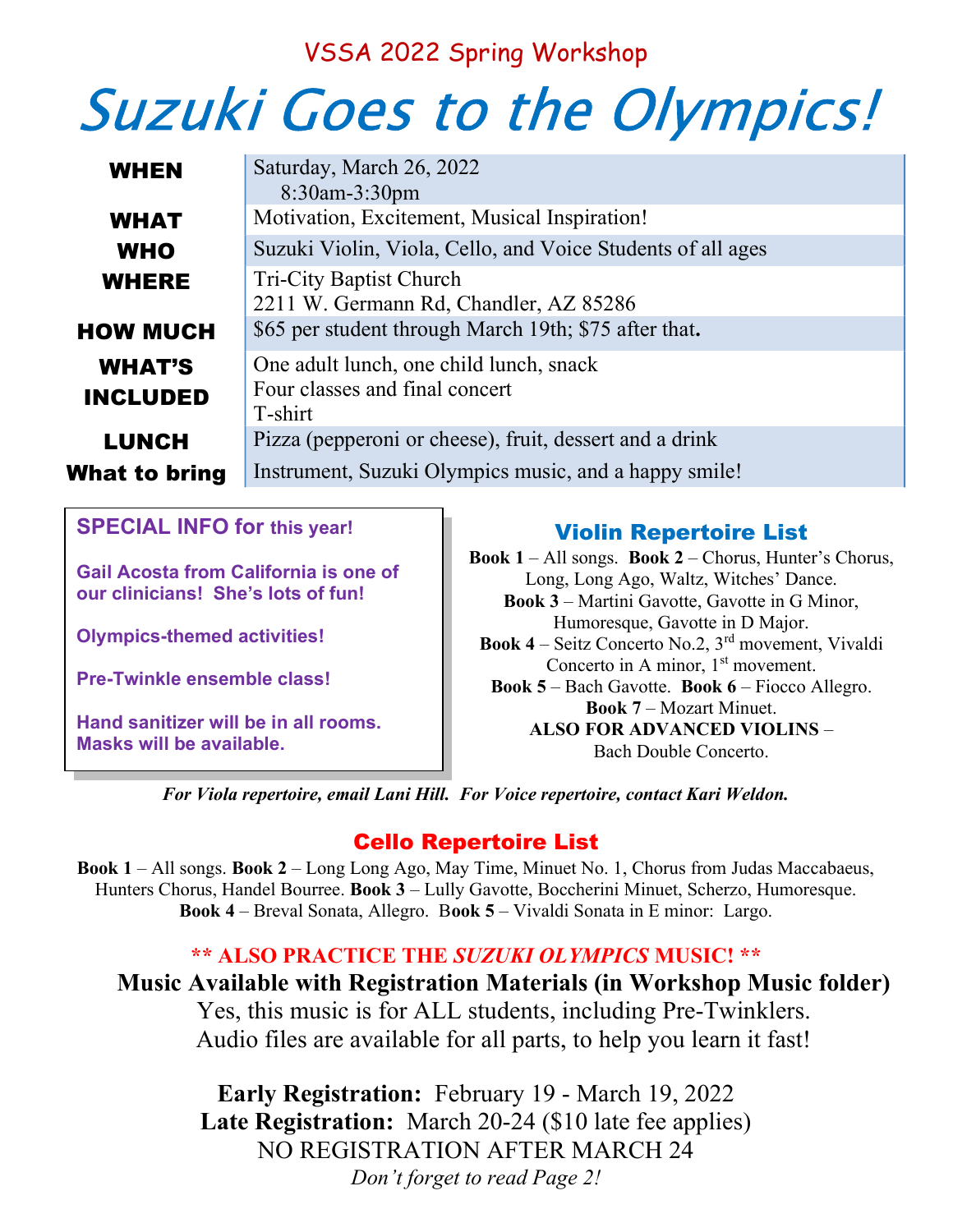VSSA 2022 Spring Workshop

# Suzuki Goes to the Olympics!

| | |
|---|---|
| **WHEN** | Saturday, March 26, 2022<br>8:30am-3:30pm |
| **WHAT** | Motivation, Excitement, Musical Inspiration! |
| **WHO** | Suzuki Violin, Viola, Cello, and Voice Students of all ages |
| **WHERE** | Tri-City Baptist Church<br>2211 W. Germann Rd, Chandler, AZ 85286 |
| **HOW MUCH** | $65 per student through March 19th; $75 after that**.** |
| **WHAT'S INCLUDED** | One adult lunch, one child lunch, snack<br>Four classes and final concert<br>T-shirt |
| **LUNCH** | Pizza (pepperoni or cheese), fruit, dessert and a drink |
| **What to bring** | Instrument, Suzuki Olympics music, and a happy smile! |

**SPECIAL INFO for this year!**

**Gail Acosta from California is one of our clinicians! She's lots of fun!**

**Olympics-themed activities!**

**Pre-Twinkle ensemble class!**

**Hand sanitizer will be in all rooms. Masks will be available.**

## Violin Repertoire List

**Book 1** – All songs. **Book 2** – Chorus, Hunter's Chorus, Long, Long Ago, Waltz, Witches' Dance. **Book 3** – Martini Gavotte, Gavotte in G Minor, Humoresque, Gavotte in D Major. **Book 4** – Seitz Concerto No.2, 3rd movement, Vivaldi Concerto in A minor, 1st movement. **Book 5** – Bach Gavotte. **Book 6** – Fiocco Allegro. **Book 7** – Mozart Minuet. **ALSO FOR ADVANCED VIOLINS** – Bach Double Concerto.

***For Viola repertoire, email Lani Hill. For Voice repertoire, contact Kari Weldon.***

## Cello Repertoire List

**Book 1** – All songs. **Book 2** – Long Long Ago, May Time, Minuet No. 1, Chorus from Judas Maccabaeus, Hunters Chorus, Handel Bourree. **Book 3** – Lully Gavotte, Boccherini Minuet, Scherzo, Humoresque. **Book 4** – Breval Sonata, Allegro. **Book 5** – Vivaldi Sonata in E minor: Largo.

**\*\* ALSO PRACTICE THE *SUZUKI OLYMPICS* MUSIC! \*\***

**Music Available with Registration Materials (in Workshop Music folder)**

Yes, this music is for ALL students, including Pre-Twinklers.

Audio files are available for all parts, to help you learn it fast!

**Early Registration:** February 19 - March 19, 2022

**Late Registration:** March 20-24 ($10 late fee applies)

NO REGISTRATION AFTER MARCH 24

*Don't forget to read Page 2!*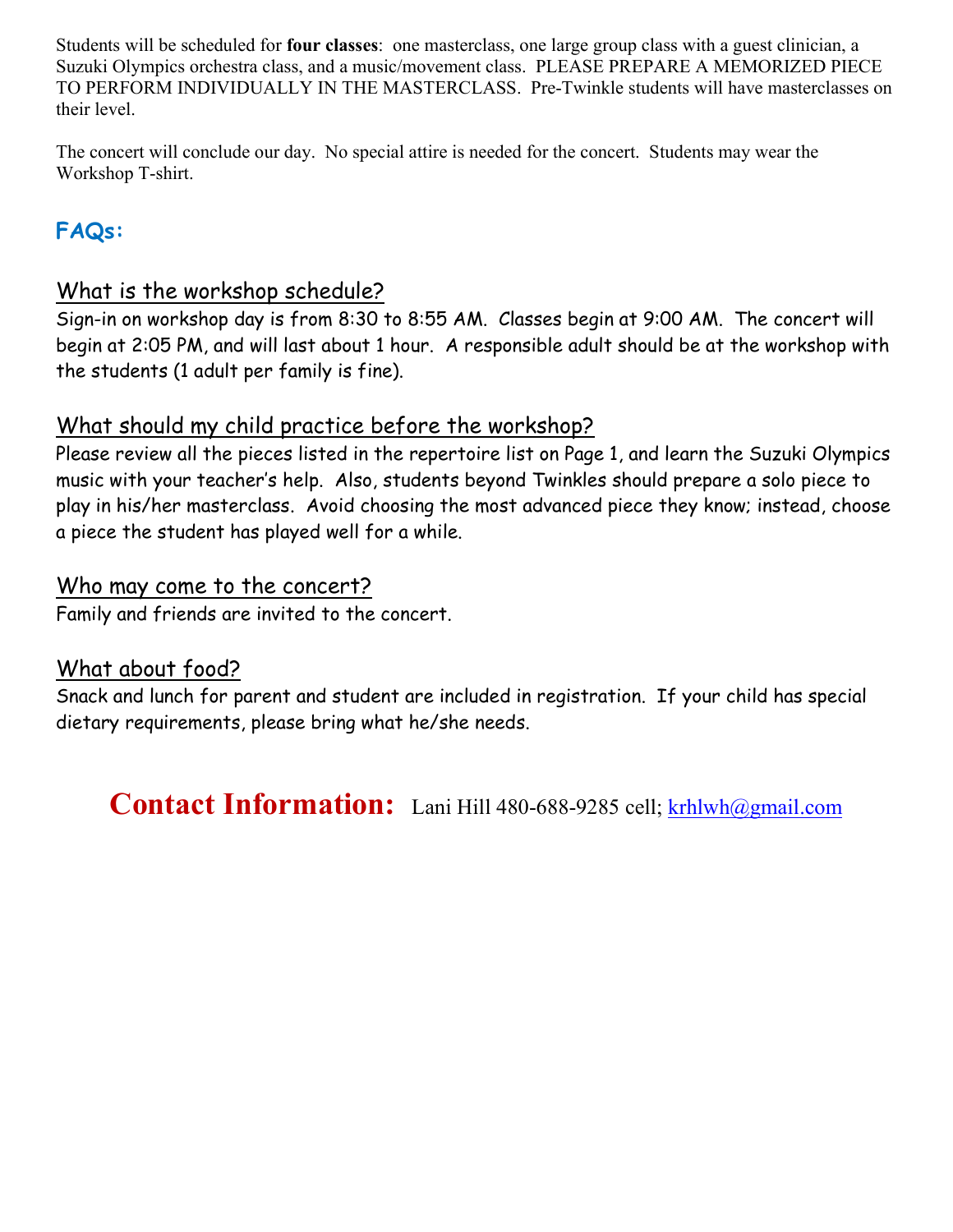Students will be scheduled for **four classes**: one masterclass, one large group class with a guest clinician, a Suzuki Olympics orchestra class, and a music/movement class. PLEASE PREPARE A MEMORIZED PIECE TO PERFORM INDIVIDUALLY IN THE MASTERCLASS. Pre-Twinkle students will have masterclasses on their level.

The concert will conclude our day. No special attire is needed for the concert. Students may wear the Workshop T-shirt.

## FAQs:

### What is the workshop schedule?

Sign-in on workshop day is from 8:30 to 8:55 AM. Classes begin at 9:00 AM. The concert will begin at 2:05 PM, and will last about 1 hour. A responsible adult should be at the workshop with the students (1 adult per family is fine).

### What should my child practice before the workshop?

Please review all the pieces listed in the repertoire list on Page 1, and learn the Suzuki Olympics music with your teacher's help. Also, students beyond Twinkles should prepare a solo piece to play in his/her masterclass. Avoid choosing the most advanced piece they know; instead, choose a piece the student has played well for a while.

### Who may come to the concert?

Family and friends are invited to the concert.

### What about food?

Snack and lunch for parent and student are included in registration. If your child has special dietary requirements, please bring what he/she needs.

**Contact Information:** Lani Hill 480-688-9285 cell; krhlwh@gmail.com